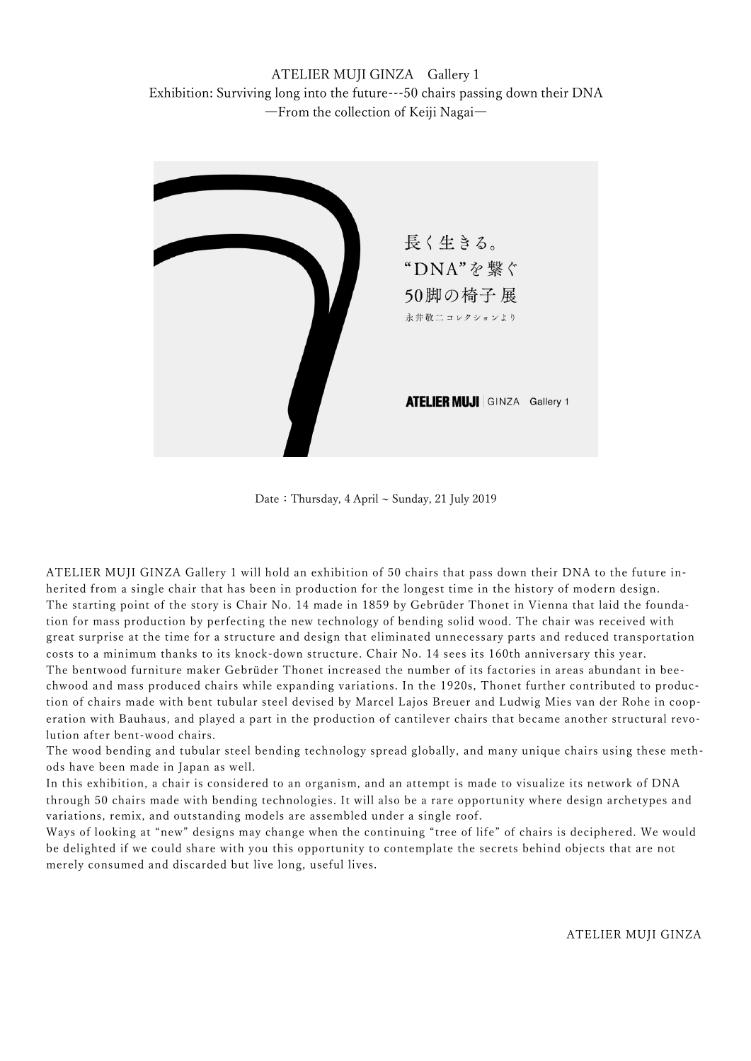# ATELIER MUJI GINZA　Gallery 1

## Exhibition: Surviving long into the future---50 chairs passing down their DNA

### —From the collection of Keiji Nagai—

長く生きる。
“DNA”を繋ぐ
50脚の椅子 展
永井敬二コレクションより

ATELIER MUJI | GINZA　Gallery 1

Date：Thursday, 4 April ~ Sunday, 21 July 2019

ATELIER MUJI GINZA Gallery 1 will hold an exhibition of 50 chairs that pass down their DNA to the future inherited from a single chair that has been in production for the longest time in the history of modern design.
The starting point of the story is Chair No. 14 made in 1859 by Gebrüder Thonet in Vienna that laid the foundation for mass production by perfecting the new technology of bending solid wood. The chair was received with great surprise at the time for a structure and design that eliminated unnecessary parts and reduced transportation costs to a minimum thanks to its knock-down structure. Chair No. 14 sees its 160th anniversary this year.
The bentwood furniture maker Gebrüder Thonet increased the number of its factories in areas abundant in beechwood and mass produced chairs while expanding variations. In the 1920s, Thonet further contributed to production of chairs made with bent tubular steel devised by Marcel Lajos Breuer and Ludwig Mies van der Rohe in cooperation with Bauhaus, and played a part in the production of cantilever chairs that became another structural revolution after bent-wood chairs.
The wood bending and tubular steel bending technology spread globally, and many unique chairs using these methods have been made in Japan as well.
In this exhibition, a chair is considered to an organism, and an attempt is made to visualize its network of DNA through 50 chairs made with bending technologies. It will also be a rare opportunity where design archetypes and variations, remix, and outstanding models are assembled under a single roof.
Ways of looking at “new” designs may change when the continuing “tree of life” of chairs is deciphered. We would be delighted if we could share with you this opportunity to contemplate the secrets behind objects that are not merely consumed and discarded but live long, useful lives.

ATELIER MUJI GINZA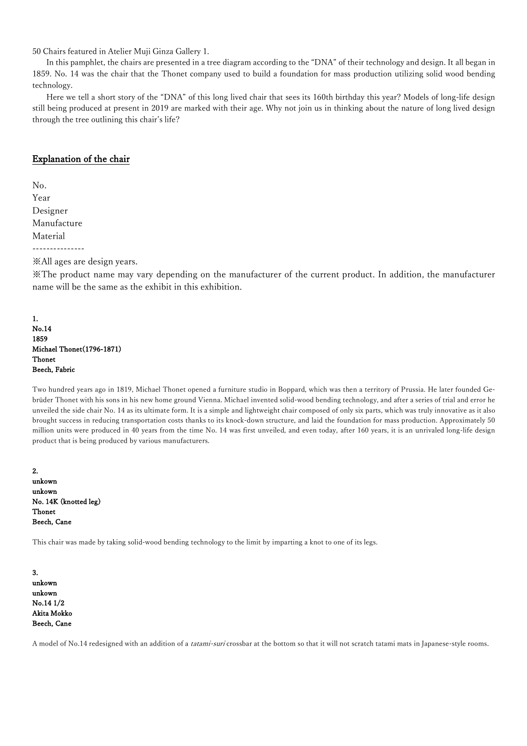50 Chairs featured in Atelier Muji Ginza Gallery 1.

In this pamphlet, the chairs are presented in a tree diagram according to the "DNA" of their technology and design. It all began in 1859. No. 14 was the chair that the Thonet company used to build a foundation for mass production utilizing solid wood bending technology.

Here we tell a short story of the "DNA" of this long lived chair that sees its 160th birthday this year? Models of long-life design still being produced at present in 2019 are marked with their age. Why not join us in thinking about the nature of long lived design through the tree outlining this chair's life?

## Explanation of the chair

No.
Year
Designer
Manufacture
Material

---------------

※All ages are design years.

※The product name may vary depending on the manufacturer of the current product. In addition, the manufacturer name will be the same as the exhibit in this exhibition.

**1.**
**No.14**
**1859**
**Michael Thonet(1796-1871)**
**Thonet**
**Beech, Fabric**

Two hundred years ago in 1819, Michael Thonet opened a furniture studio in Boppard, which was then a territory of Prussia. He later founded Gebrüder Thonet with his sons in his new home ground Vienna. Michael invented solid-wood bending technology, and after a series of trial and error he unveiled the side chair No. 14 as its ultimate form. It is a simple and lightweight chair composed of only six parts, which was truly innovative as it also brought success in reducing transportation costs thanks to its knock-down structure, and laid the foundation for mass production. Approximately 50 million units were produced in 40 years from the time No. 14 was first unveiled, and even today, after 160 years, it is an unrivaled long-life design product that is being produced by various manufacturers.

**2.**
**unkown**
**unkown**
**No. 14K (knotted leg)**
**Thonet**
**Beech, Cane**

This chair was made by taking solid-wood bending technology to the limit by imparting a knot to one of its legs.

**3.**
**unkown**
**unkown**
**No.14 1/2**
**Akita Mokko**
**Beech, Cane**

A model of No.14 redesigned with an addition of a *tatami-suri* crossbar at the bottom so that it will not scratch tatami mats in Japanese-style rooms.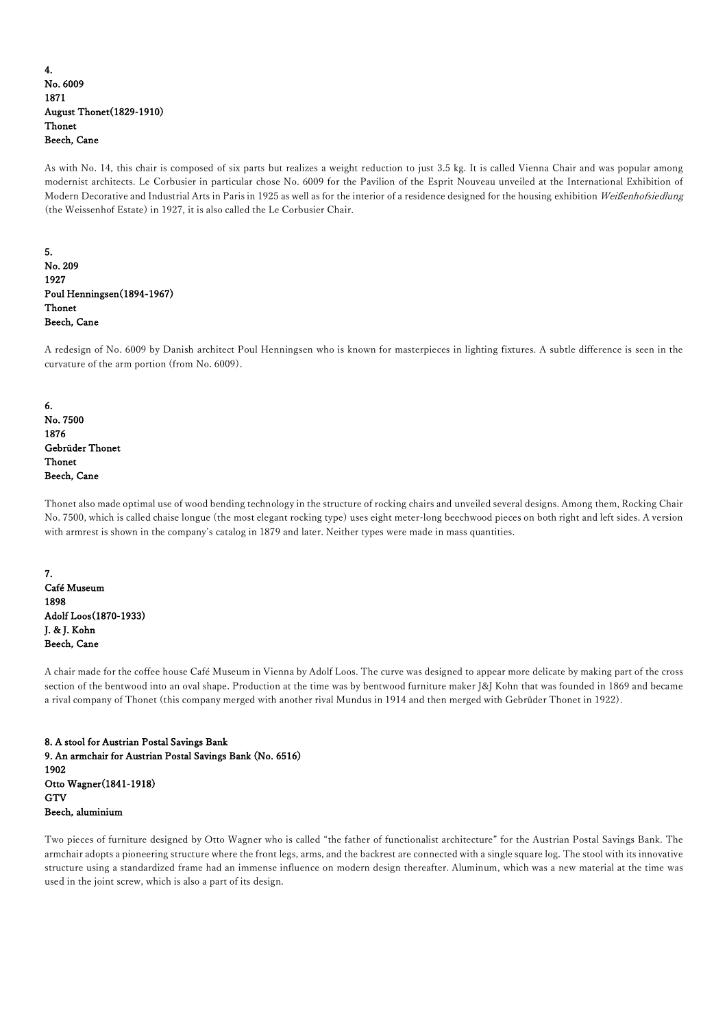**4.**
**No. 6009**
**1871**
**August Thonet(1829-1910)**
**Thonet**
**Beech, Cane**

As with No. 14, this chair is composed of six parts but realizes a weight reduction to just 3.5 kg. It is called Vienna Chair and was popular among modernist architects. Le Corbusier in particular chose No. 6009 for the Pavilion of the Esprit Nouveau unveiled at the International Exhibition of Modern Decorative and Industrial Arts in Paris in 1925 as well as for the interior of a residence designed for the housing exhibition *Weißenhofsiedlung* (the Weissenhof Estate) in 1927, it is also called the Le Corbusier Chair.

**5.**
**No. 209**
**1927**
**Poul Henningsen(1894-1967)**
**Thonet**
**Beech, Cane**

A redesign of No. 6009 by Danish architect Poul Henningsen who is known for masterpieces in lighting fixtures. A subtle difference is seen in the curvature of the arm portion (from No. 6009).

**6.**
**No. 7500**
**1876**
**Gebrüder Thonet**
**Thonet**
**Beech, Cane**

Thonet also made optimal use of wood bending technology in the structure of rocking chairs and unveiled several designs. Among them, Rocking Chair No. 7500, which is called chaise longue (the most elegant rocking type) uses eight meter-long beechwood pieces on both right and left sides. A version with armrest is shown in the company's catalog in 1879 and later. Neither types were made in mass quantities.

**7.**
**Café Museum**
**1898**
**Adolf Loos(1870-1933)**
**J. & J. Kohn**
**Beech, Cane**

A chair made for the coffee house Café Museum in Vienna by Adolf Loos. The curve was designed to appear more delicate by making part of the cross section of the bentwood into an oval shape. Production at the time was by bentwood furniture maker J&J Kohn that was founded in 1869 and became a rival company of Thonet (this company merged with another rival Mundus in 1914 and then merged with Gebrüder Thonet in 1922).

**8. A stool for Austrian Postal Savings Bank**
**9. An armchair for Austrian Postal Savings Bank (No. 6516)**
**1902**
**Otto Wagner(1841-1918)**
**GTV**
**Beech, aluminium**

Two pieces of furniture designed by Otto Wagner who is called "the father of functionalist architecture" for the Austrian Postal Savings Bank. The armchair adopts a pioneering structure where the front legs, arms, and the backrest are connected with a single square log. The stool with its innovative structure using a standardized frame had an immense influence on modern design thereafter. Aluminum, which was a new material at the time was used in the joint screw, which is also a part of its design.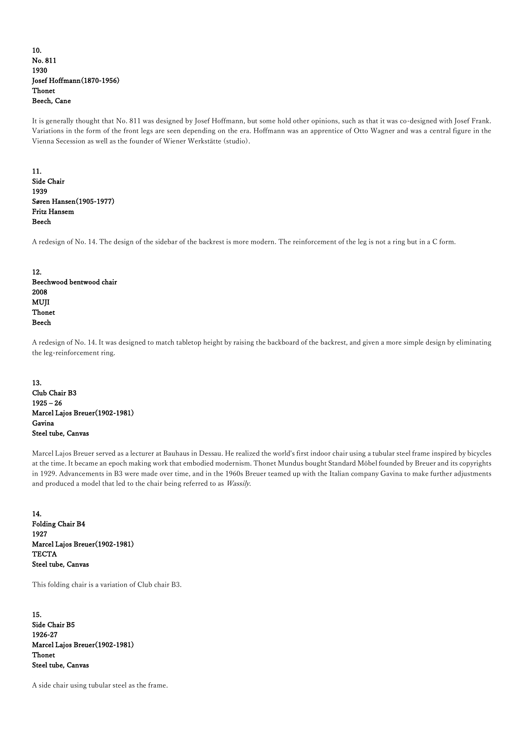**10.**
**No. 811**
**1930**
**Josef Hoffmann(1870-1956)**
**Thonet**
**Beech, Cane**

It is generally thought that No. 811 was designed by Josef Hoffmann, but some hold other opinions, such as that it was co-designed with Josef Frank. Variations in the form of the front legs are seen depending on the era. Hoffmann was an apprentice of Otto Wagner and was a central figure in the Vienna Secession as well as the founder of Wiener Werkstätte (studio).

**11.**
**Side Chair**
**1939**
**Søren Hansen(1905-1977)**
**Fritz Hansem**
**Beech**

A redesign of No. 14. The design of the sidebar of the backrest is more modern. The reinforcement of the leg is not a ring but in a C form.

**12.**
**Beechwood bentwood chair**
**2008**
**MUJI**
**Thonet**
**Beech**

A redesign of No. 14. It was designed to match tabletop height by raising the backboard of the backrest, and given a more simple design by eliminating the leg-reinforcement ring.

**13.**
**Club Chair B3**
**1925 – 26**
**Marcel Lajos Breuer(1902-1981)**
**Gavina**
**Steel tube, Canvas**

Marcel Lajos Breuer served as a lecturer at Bauhaus in Dessau. He realized the world's first indoor chair using a tubular steel frame inspired by bicycles at the time. It became an epoch making work that embodied modernism. Thonet Mundus bought Standard Möbel founded by Breuer and its copyrights in 1929. Advancements in B3 were made over time, and in the 1960s Breuer teamed up with the Italian company Gavina to make further adjustments and produced a model that led to the chair being referred to as *Wassily*.

**14.**
**Folding Chair B4**
**1927**
**Marcel Lajos Breuer(1902-1981)**
**TECTA**
**Steel tube, Canvas**

This folding chair is a variation of Club chair B3.

**15.**
**Side Chair B5**
**1926-27**
**Marcel Lajos Breuer(1902-1981)**
**Thonet**
**Steel tube, Canvas**

A side chair using tubular steel as the frame.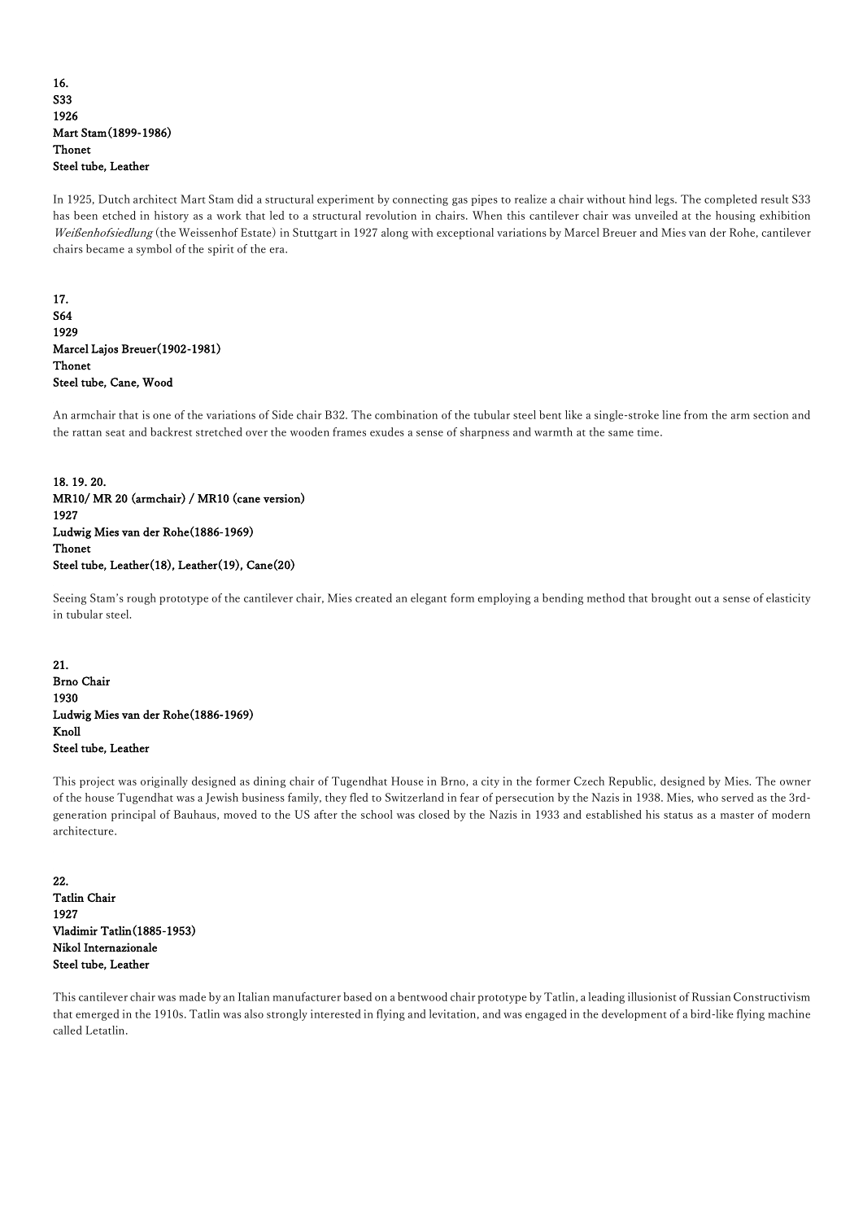**16.**
**S33**
**1926**
**Mart Stam(1899-1986)**
**Thonet**
**Steel tube, Leather**

In 1925, Dutch architect Mart Stam did a structural experiment by connecting gas pipes to realize a chair without hind legs. The completed result S33 has been etched in history as a work that led to a structural revolution in chairs. When this cantilever chair was unveiled at the housing exhibition *Weißenhofsiedlung* (the Weissenhof Estate) in Stuttgart in 1927 along with exceptional variations by Marcel Breuer and Mies van der Rohe, cantilever chairs became a symbol of the spirit of the era.

**17.**
**S64**
**1929**
**Marcel Lajos Breuer(1902-1981)**
**Thonet**
**Steel tube, Cane, Wood**

An armchair that is one of the variations of Side chair B32. The combination of the tubular steel bent like a single-stroke line from the arm section and the rattan seat and backrest stretched over the wooden frames exudes a sense of sharpness and warmth at the same time.

**18. 19. 20.**
**MR10/ MR 20 (armchair) / MR10 (cane version)**
**1927**
**Ludwig Mies van der Rohe(1886-1969)**
**Thonet**
**Steel tube, Leather(18), Leather(19), Cane(20)**

Seeing Stam's rough prototype of the cantilever chair, Mies created an elegant form employing a bending method that brought out a sense of elasticity in tubular steel.

**21.**
**Brno Chair**
**1930**
**Ludwig Mies van der Rohe(1886-1969)**
**Knoll**
**Steel tube, Leather**

This project was originally designed as dining chair of Tugendhat House in Brno, a city in the former Czech Republic, designed by Mies. The owner of the house Tugendhat was a Jewish business family, they fled to Switzerland in fear of persecution by the Nazis in 1938. Mies, who served as the 3rd-generation principal of Bauhaus, moved to the US after the school was closed by the Nazis in 1933 and established his status as a master of modern architecture.

**22.**
**Tatlin Chair**
**1927**
**Vladimir Tatlin(1885-1953)**
**Nikol Internazionale**
**Steel tube, Leather**

This cantilever chair was made by an Italian manufacturer based on a bentwood chair prototype by Tatlin, a leading illusionist of Russian Constructivism that emerged in the 1910s. Tatlin was also strongly interested in flying and levitation, and was engaged in the development of a bird-like flying machine called Letatlin.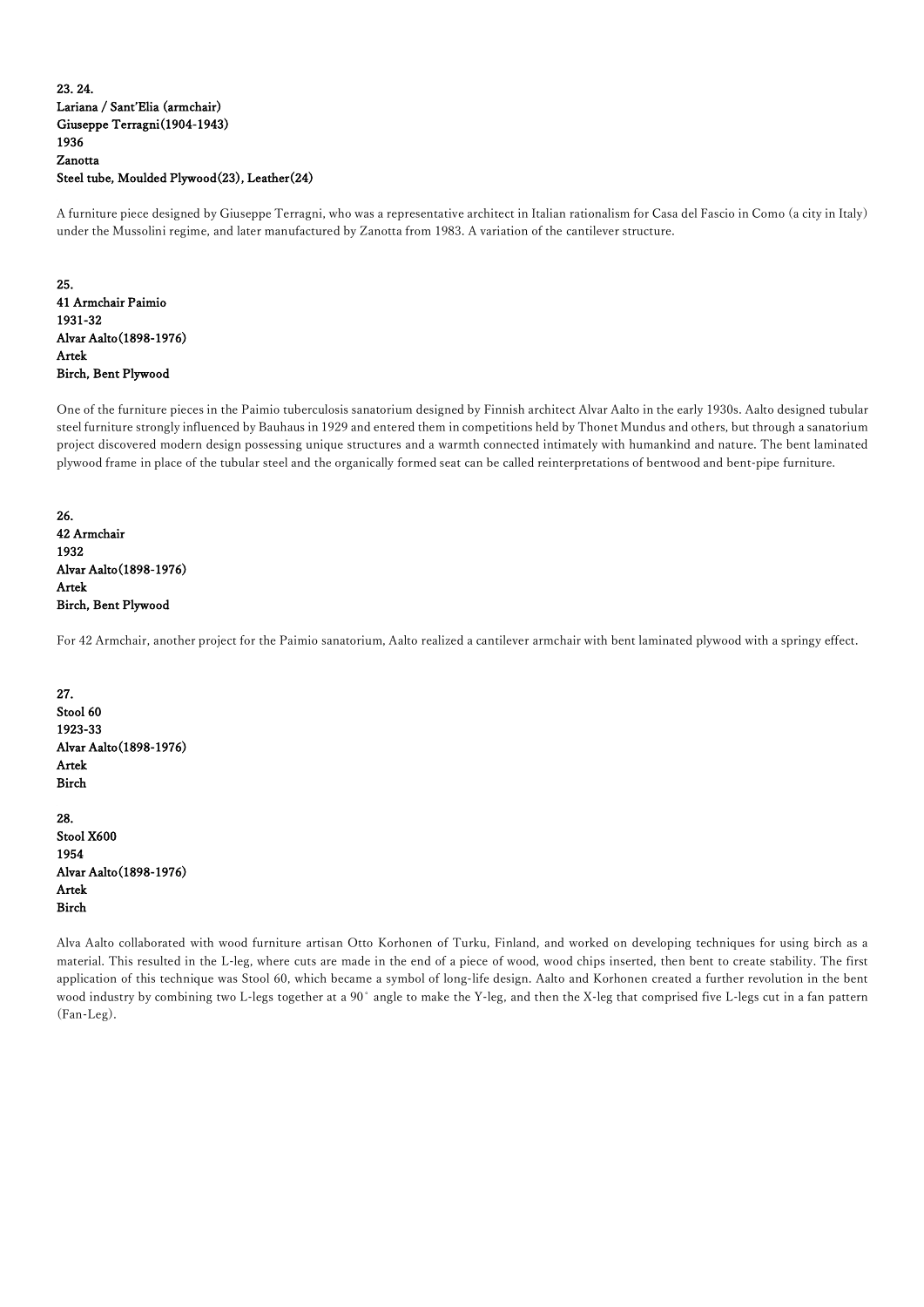**23. 24.**
**Lariana / Sant'Elia (armchair)**
**Giuseppe Terragni(1904-1943)**
**1936**
**Zanotta**
**Steel tube, Moulded Plywood(23), Leather(24)**

A furniture piece designed by Giuseppe Terragni, who was a representative architect in Italian rationalism for Casa del Fascio in Como (a city in Italy) under the Mussolini regime, and later manufactured by Zanotta from 1983. A variation of the cantilever structure.

**25.**
**41 Armchair Paimio**
**1931-32**
**Alvar Aalto(1898-1976)**
**Artek**
**Birch, Bent Plywood**

One of the furniture pieces in the Paimio tuberculosis sanatorium designed by Finnish architect Alvar Aalto in the early 1930s. Aalto designed tubular steel furniture strongly influenced by Bauhaus in 1929 and entered them in competitions held by Thonet Mundus and others, but through a sanatorium project discovered modern design possessing unique structures and a warmth connected intimately with humankind and nature. The bent laminated plywood frame in place of the tubular steel and the organically formed seat can be called reinterpretations of bentwood and bent-pipe furniture.

**26.**
**42 Armchair**
**1932**
**Alvar Aalto(1898-1976)**
**Artek**
**Birch, Bent Plywood**

For 42 Armchair, another project for the Paimio sanatorium, Aalto realized a cantilever armchair with bent laminated plywood with a springy effect.

**27.**
**Stool 60**
**1923-33**
**Alvar Aalto(1898-1976)**
**Artek**
**Birch**

**28.**
**Stool X600**
**1954**
**Alvar Aalto(1898-1976)**
**Artek**
**Birch**

Alva Aalto collaborated with wood furniture artisan Otto Korhonen of Turku, Finland, and worked on developing techniques for using birch as a material. This resulted in the L-leg, where cuts are made in the end of a piece of wood, wood chips inserted, then bent to create stability. The first application of this technique was Stool 60, which became a symbol of long-life design. Aalto and Korhonen created a further revolution in the bent wood industry by combining two L-legs together at a 90° angle to make the Y-leg, and then the X-leg that comprised five L-legs cut in a fan pattern (Fan-Leg).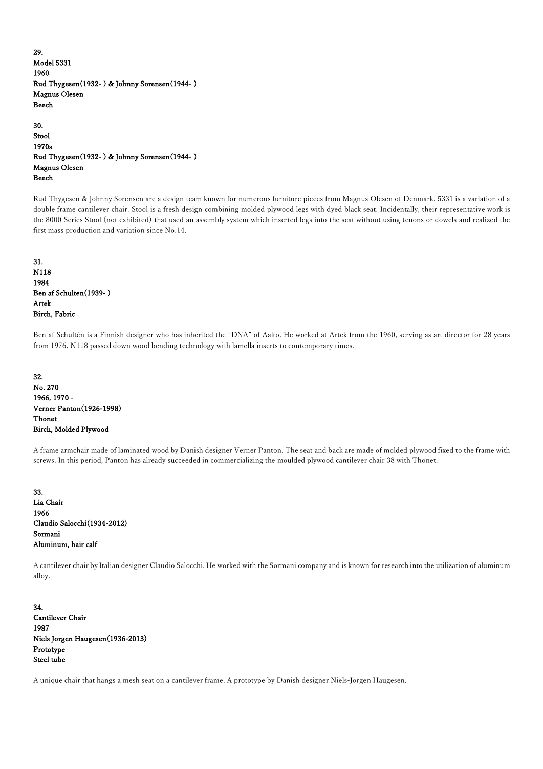**29.**
**Model 5331**
**1960**
**Rud Thygesen(1932- ) & Johnny Sorensen(1944- )**
**Magnus Olesen**
**Beech**

**30.**
**Stool**
**1970s**
**Rud Thygesen(1932- ) & Johnny Sorensen(1944- )**
**Magnus Olesen**
**Beech**

Rud Thygesen & Johnny Sorensen are a design team known for numerous furniture pieces from Magnus Olesen of Denmark. 5331 is a variation of a double frame cantilever chair. Stool is a fresh design combining molded plywood legs with dyed black seat. Incidentally, their representative work is the 8000 Series Stool (not exhibited) that used an assembly system which inserted legs into the seat without using tenons or dowels and realized the first mass production and variation since No.14.

**31.**
**N118**
**1984**
**Ben af Schulten(1939- )**
**Artek**
**Birch, Fabric**

Ben af Schultén is a Finnish designer who has inherited the "DNA" of Aalto. He worked at Artek from the 1960, serving as art director for 28 years from 1976. N118 passed down wood bending technology with lamella inserts to contemporary times.

**32.**
**No. 270**
**1966, 1970 -**
**Verner Panton(1926-1998)**
**Thonet**
**Birch, Molded Plywood**

A frame armchair made of laminated wood by Danish designer Verner Panton. The seat and back are made of molded plywood fixed to the frame with screws. In this period, Panton has already succeeded in commercializing the moulded plywood cantilever chair 38 with Thonet.

**33.**
**Lia Chair**
**1966**
**Claudio Salocchi(1934-2012)**
**Sormani**
**Aluminum, hair calf**

A cantilever chair by Italian designer Claudio Salocchi. He worked with the Sormani company and is known for research into the utilization of aluminum alloy.

**34.**
**Cantilever Chair**
**1987**
**Niels Jorgen Haugesen(1936-2013)**
**Prototype**
**Steel tube**

A unique chair that hangs a mesh seat on a cantilever frame. A prototype by Danish designer Niels-Jorgen Haugesen.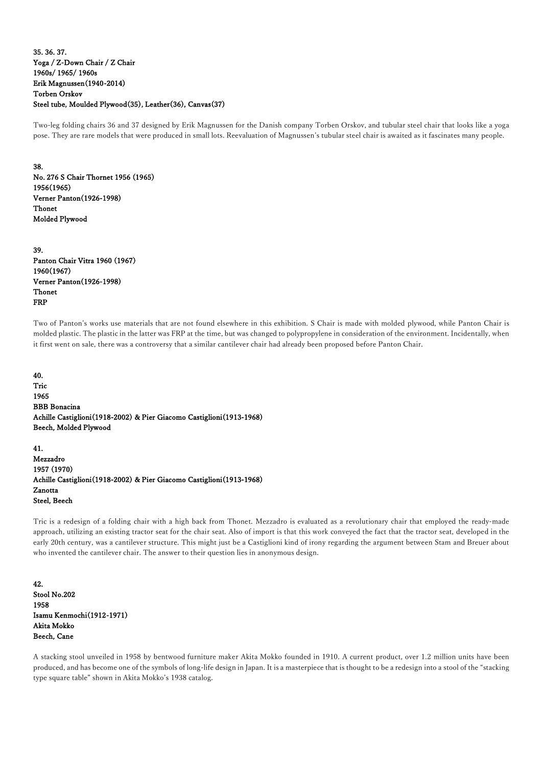**35. 36. 37.**
**Yoga / Z-Down Chair / Z Chair**
**1960s/ 1965/ 1960s**
**Erik Magnussen(1940-2014)**
**Torben Orskov**
**Steel tube, Moulded Plywood(35), Leather(36), Canvas(37)**

Two-leg folding chairs 36 and 37 designed by Erik Magnussen for the Danish company Torben Orskov, and tubular steel chair that looks like a yoga pose. They are rare models that were produced in small lots. Reevaluation of Magnussen's tubular steel chair is awaited as it fascinates many people.

**38.**
**No. 276 S Chair Thornet 1956 (1965)**
**1956(1965)**
**Verner Panton(1926-1998)**
**Thonet**
**Molded Plywood**

**39.**
**Panton Chair Vitra 1960 (1967)**
**1960(1967)**
**Verner Panton(1926-1998)**
**Thonet**
**FRP**

Two of Panton's works use materials that are not found elsewhere in this exhibition. S Chair is made with molded plywood, while Panton Chair is molded plastic. The plastic in the latter was FRP at the time, but was changed to polypropylene in consideration of the environment. Incidentally, when it first went on sale, there was a controversy that a similar cantilever chair had already been proposed before Panton Chair.

**40.**
**Tric**
**1965**
**BBB Bonacina**
**Achille Castiglioni(1918-2002) & Pier Giacomo Castiglioni(1913-1968)**
**Beech, Molded Plywood**

**41.**
**Mezzadro**
**1957 (1970)**
**Achille Castiglioni(1918-2002) & Pier Giacomo Castiglioni(1913-1968)**
**Zanotta**
**Steel, Beech**

Tric is a redesign of a folding chair with a high back from Thonet. Mezzadro is evaluated as a revolutionary chair that employed the ready-made approach, utilizing an existing tractor seat for the chair seat. Also of import is that this work conveyed the fact that the tractor seat, developed in the early 20th century, was a cantilever structure. This might just be a Castiglioni kind of irony regarding the argument between Stam and Breuer about who invented the cantilever chair. The answer to their question lies in anonymous design.

**42.**
**Stool No.202**
**1958**
**Isamu Kenmochi(1912-1971)**
**Akita Mokko**
**Beech, Cane**

A stacking stool unveiled in 1958 by bentwood furniture maker Akita Mokko founded in 1910. A current product, over 1.2 million units have been produced, and has become one of the symbols of long-life design in Japan. It is a masterpiece that is thought to be a redesign into a stool of the "stacking type square table" shown in Akita Mokko's 1938 catalog.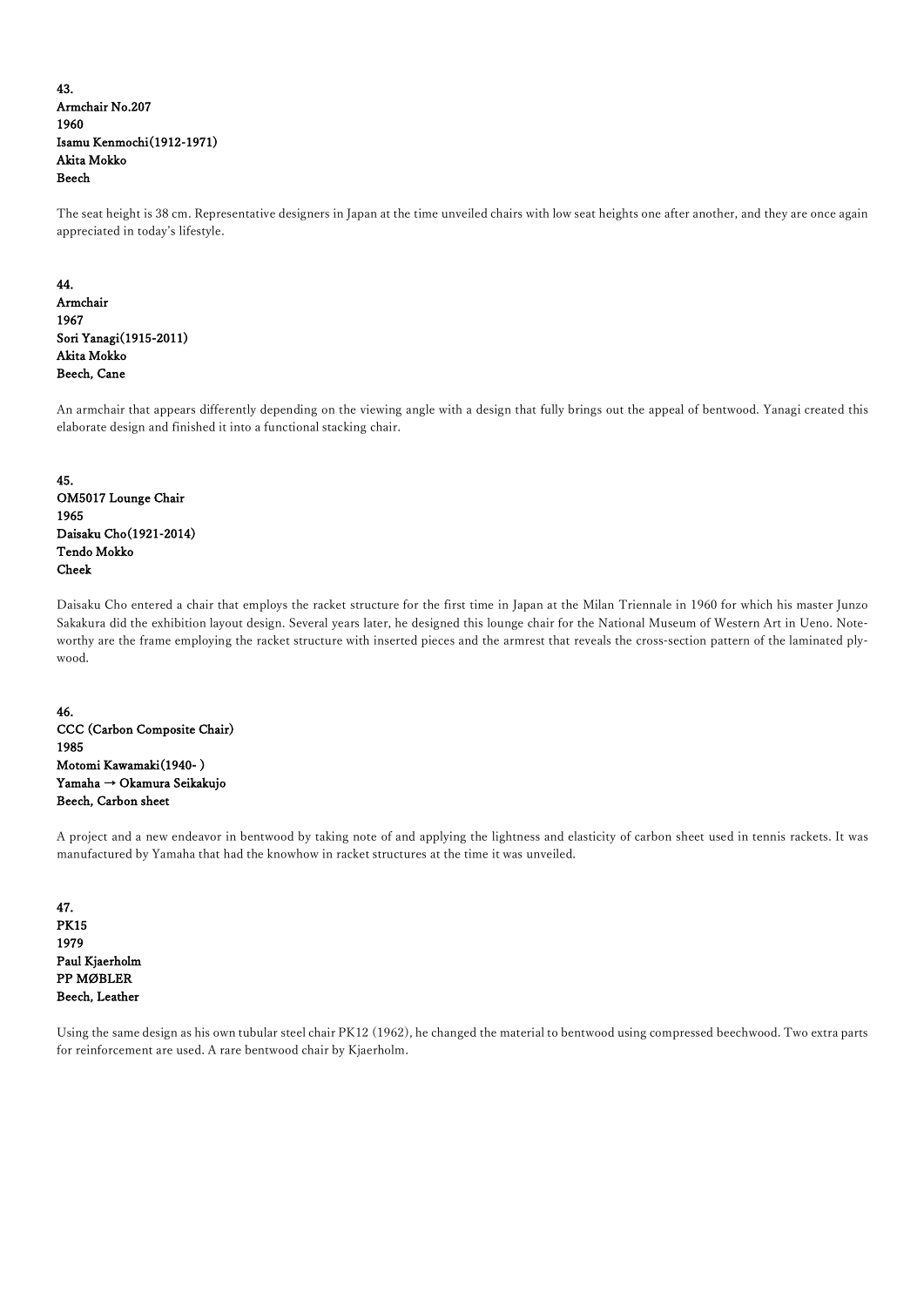**43.**
**Armchair No.207**
**1960**
**Isamu Kenmochi(1912-1971)**
**Akita Mokko**
**Beech**

The seat height is 38 cm. Representative designers in Japan at the time unveiled chairs with low seat heights one after another, and they are once again appreciated in today's lifestyle.

**44.**
**Armchair**
**1967**
**Sori Yanagi(1915-2011)**
**Akita Mokko**
**Beech, Cane**

An armchair that appears differently depending on the viewing angle with a design that fully brings out the appeal of bentwood. Yanagi created this elaborate design and finished it into a functional stacking chair.

**45.**
**OM5017 Lounge Chair**
**1965**
**Daisaku Cho(1921-2014)**
**Tendo Mokko**
**Cheek**

Daisaku Cho entered a chair that employs the racket structure for the first time in Japan at the Milan Triennale in 1960 for which his master Junzo Sakakura did the exhibition layout design. Several years later, he designed this lounge chair for the National Museum of Western Art in Ueno. Noteworthy are the frame employing the racket structure with inserted pieces and the armrest that reveals the cross-section pattern of the laminated plywood.

**46.**
**CCC (Carbon Composite Chair)**
**1985**
**Motomi Kawamaki(1940- )**
**Yamaha → Okamura Seikakujo**
**Beech, Carbon sheet**

A project and a new endeavor in bentwood by taking note of and applying the lightness and elasticity of carbon sheet used in tennis rackets. It was manufactured by Yamaha that had the knowhow in racket structures at the time it was unveiled.

**47.**
**PK15**
**1979**
**Paul Kjaerholm**
**PP MØBLER**
**Beech, Leather**

Using the same design as his own tubular steel chair PK12 (1962), he changed the material to bentwood using compressed beechwood. Two extra parts for reinforcement are used. A rare bentwood chair by Kjaerholm.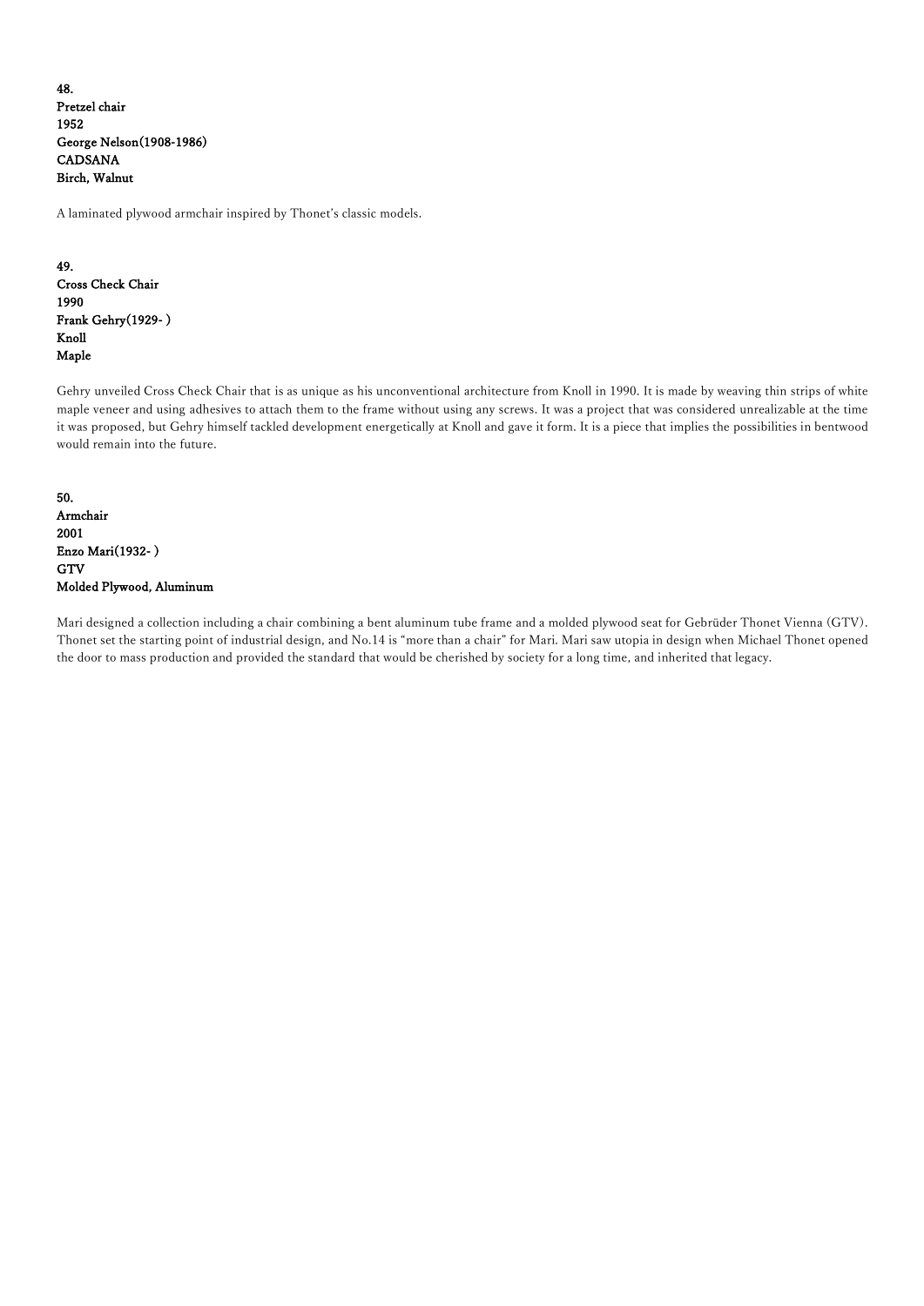**48.**
**Pretzel chair**
**1952**
**George Nelson(1908-1986)**
**CADSANA**
**Birch, Walnut**

A laminated plywood armchair inspired by Thonet's classic models.

**49.**
**Cross Check Chair**
**1990**
**Frank Gehry(1929- )**
**Knoll**
**Maple**

Gehry unveiled Cross Check Chair that is as unique as his unconventional architecture from Knoll in 1990. It is made by weaving thin strips of white maple veneer and using adhesives to attach them to the frame without using any screws. It was a project that was considered unrealizable at the time it was proposed, but Gehry himself tackled development energetically at Knoll and gave it form. It is a piece that implies the possibilities in bentwood would remain into the future.

**50.**
**Armchair**
**2001**
**Enzo Mari(1932- )**
**GTV**
**Molded Plywood, Aluminum**

Mari designed a collection including a chair combining a bent aluminum tube frame and a molded plywood seat for Gebrüder Thonet Vienna (GTV). Thonet set the starting point of industrial design, and No.14 is "more than a chair" for Mari. Mari saw utopia in design when Michael Thonet opened the door to mass production and provided the standard that would be cherished by society for a long time, and inherited that legacy.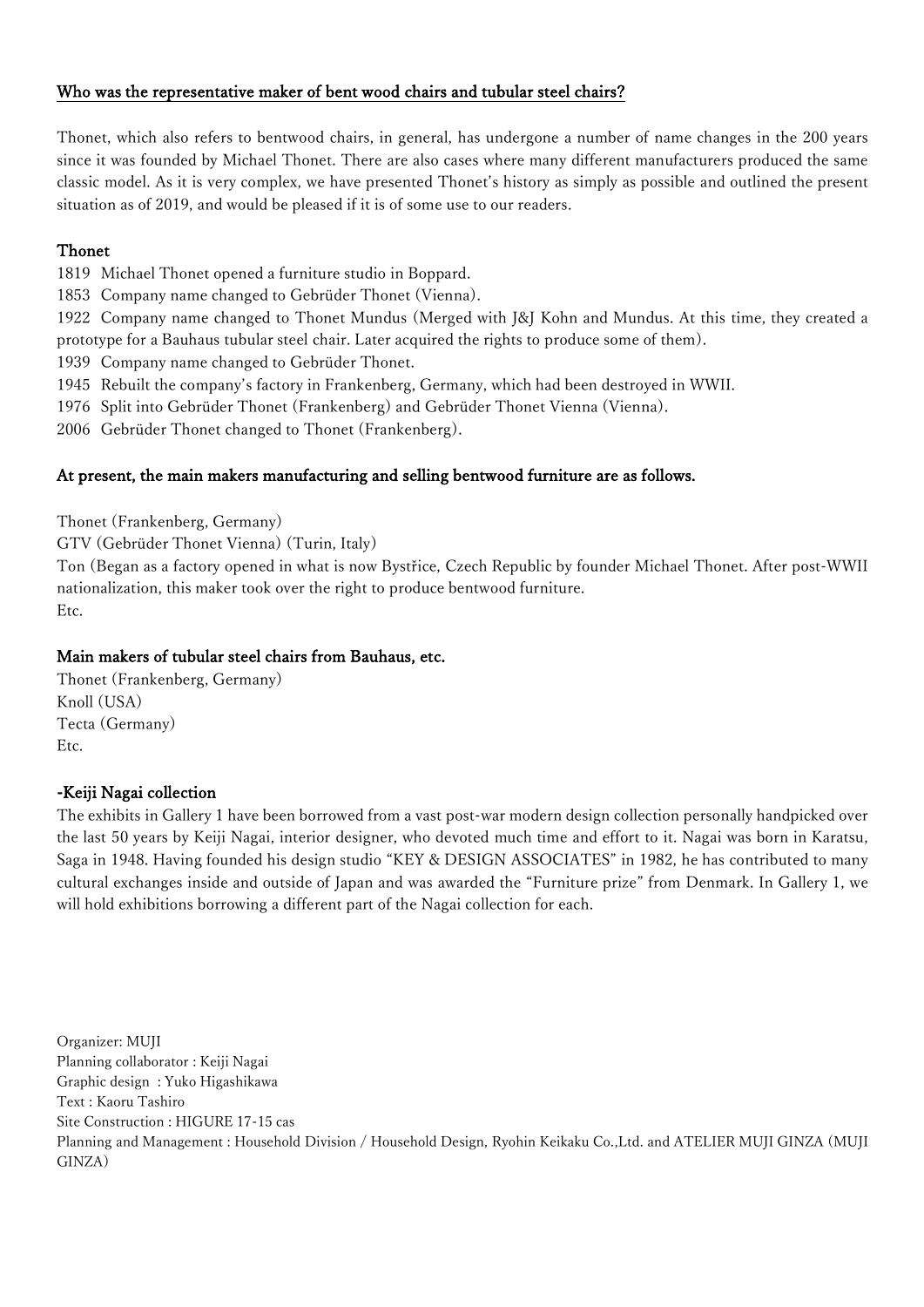## Who was the representative maker of bent wood chairs and tubular steel chairs?

Thonet, which also refers to bentwood chairs, in general, has undergone a number of name changes in the 200 years since it was founded by Michael Thonet. There are also cases where many different manufacturers produced the same classic model. As it is very complex, we have presented Thonet's history as simply as possible and outlined the present situation as of 2019, and would be pleased if it is of some use to our readers.

### Thonet

1819 Michael Thonet opened a furniture studio in Boppard.
1853 Company name changed to Gebrüder Thonet (Vienna).
1922 Company name changed to Thonet Mundus (Merged with J&J Kohn and Mundus. At this time, they created a prototype for a Bauhaus tubular steel chair. Later acquired the rights to produce some of them).
1939 Company name changed to Gebrüder Thonet.
1945 Rebuilt the company's factory in Frankenberg, Germany, which had been destroyed in WWII.
1976 Split into Gebrüder Thonet (Frankenberg) and Gebrüder Thonet Vienna (Vienna).
2006 Gebrüder Thonet changed to Thonet (Frankenberg).

### At present, the main makers manufacturing and selling bentwood furniture are as follows.

Thonet (Frankenberg, Germany)
GTV (Gebrüder Thonet Vienna) (Turin, Italy)
Ton (Began as a factory opened in what is now Bystřice, Czech Republic by founder Michael Thonet. After post-WWII nationalization, this maker took over the right to produce bentwood furniture.
Etc.

### Main makers of tubular steel chairs from Bauhaus, etc.

Thonet (Frankenberg, Germany)
Knoll (USA)
Tecta (Germany)
Etc.

### -Keiji Nagai collection

The exhibits in Gallery 1 have been borrowed from a vast post-war modern design collection personally handpicked over the last 50 years by Keiji Nagai, interior designer, who devoted much time and effort to it. Nagai was born in Karatsu, Saga in 1948. Having founded his design studio "KEY & DESIGN ASSOCIATES" in 1982, he has contributed to many cultural exchanges inside and outside of Japan and was awarded the "Furniture prize" from Denmark. In Gallery 1, we will hold exhibitions borrowing a different part of the Nagai collection for each.

Organizer: MUJI
Planning collaborator : Keiji Nagai
Graphic design : Yuko Higashikawa
Text : Kaoru Tashiro
Site Construction : HIGURE 17-15 cas
Planning and Management : Household Division / Household Design, Ryohin Keikaku Co.,Ltd. and ATELIER MUJI GINZA (MUJI GINZA)